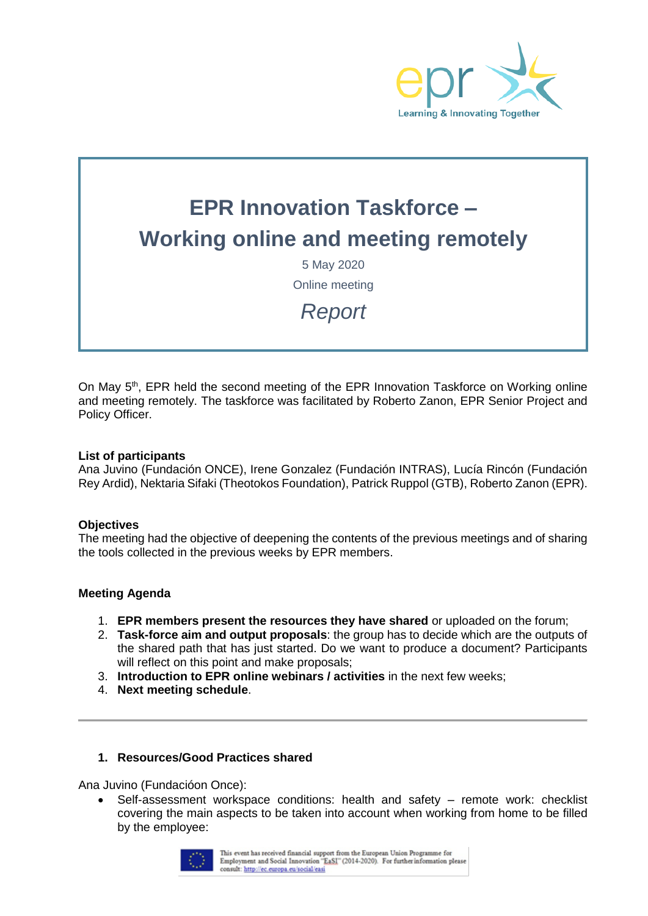# EPR Innovation Taskforce – Working online and meeting remotely

5 May 2020

Online meeting

*Report*

On May 5th, EPR held the second meeting of the EPR Innovation Taskforce on Working online and meeting remotely. The taskforce was facilitated by Roberto Zanon, EPR Senior Project and Policy Officer.

**List of participants**
Ana Juvino (Fundación ONCE), Irene Gonzalez (Fundación INTRAS), Lucía Rincón (Fundación Rey Ardid), Nektaria Sifaki (Theotokos Foundation), Patrick Ruppol (GTB), Roberto Zanon (EPR).

**Objectives**
The meeting had the objective of deepening the contents of the previous meetings and of sharing the tools collected in the previous weeks by EPR members.

**Meeting Agenda**

1. **EPR members present the resources they have shared** or uploaded on the forum;
2. **Task-force aim and output proposals**: the group has to decide which are the outputs of the shared path that has just started. Do we want to produce a document? Participants will reflect on this point and make proposals;
3. **Introduction to EPR online webinars / activities** in the next few weeks;
4. **Next meeting schedule**.

---

1. **Resources/Good Practices shared**

Ana Juvino (Fundacióon Once):

- Self-assessment workspace conditions: health and safety – remote work: checklist covering the main aspects to be taken into account when working from home to be filled by the employee:

This event has received financial support from the European Union Programme for Employment and Social Innovation "EaSI" (2014-2020). For further information please consult: http://ec.europa.eu/social/easi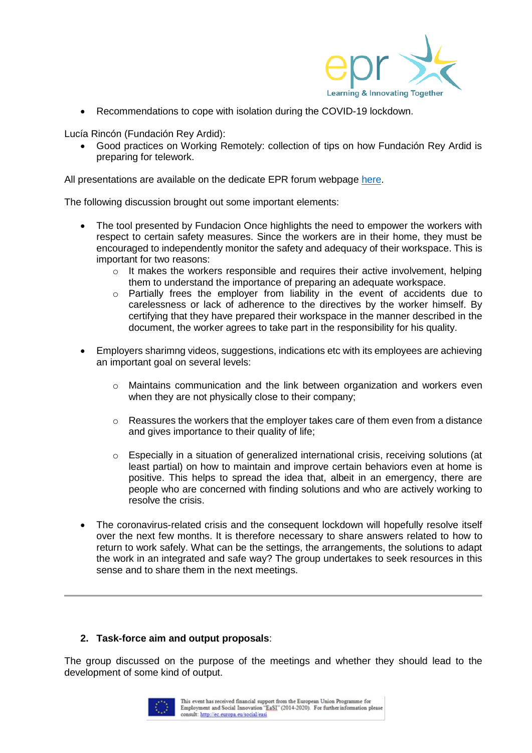- Recommendations to cope with isolation during the COVID-19 lockdown.

Lucía Rincón (Fundación Rey Ardid):

- Good practices on Working Remotely: collection of tips on how Fundación Rey Ardid is preparing for telework.

All presentations are available on the dedicate EPR forum webpage here.

The following discussion brought out some important elements:

- The tool presented by Fundacion Once highlights the need to empower the workers with respect to certain safety measures. Since the workers are in their home, they must be encouraged to independently monitor the safety and adequacy of their workspace. This is important for two reasons:
  - It makes the workers responsible and requires their active involvement, helping them to understand the importance of preparing an adequate workspace.
  - Partially frees the employer from liability in the event of accidents due to carelessness or lack of adherence to the directives by the worker himself. By certifying that they have prepared their workspace in the manner described in the document, the worker agrees to take part in the responsibility for his quality.

- Employers sharimng videos, suggestions, indications etc with its employees are achieving an important goal on several levels:
  - Maintains communication and the link between organization and workers even when they are not physically close to their company;
  - Reassures the workers that the employer takes care of them even from a distance and gives importance to their quality of life;
  - Especially in a situation of generalized international crisis, receiving solutions (at least partial) on how to maintain and improve certain behaviors even at home is positive. This helps to spread the idea that, albeit in an emergency, there are people who are concerned with finding solutions and who are actively working to resolve the crisis.

- The coronavirus-related crisis and the consequent lockdown will hopefully resolve itself over the next few months. It is therefore necessary to share answers related to how to return to work safely. What can be the settings, the arrangements, the solutions to adapt the work in an integrated and safe way? The group undertakes to seek resources in this sense and to share them in the next meetings.

---

2. **Task-force aim and output proposals**:

The group discussed on the purpose of the meetings and whether they should lead to the development of some kind of output.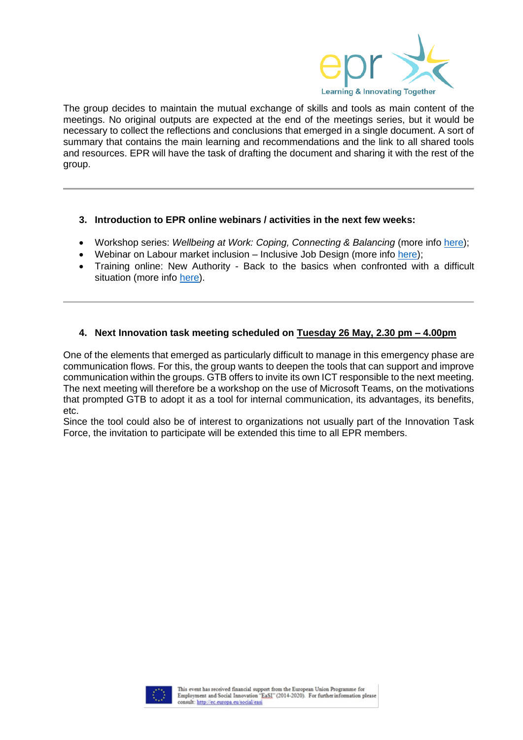The group decides to maintain the mutual exchange of skills and tools as main content of the meetings. No original outputs are expected at the end of the meetings series, but it would be necessary to collect the reflections and conclusions that emerged in a single document. A sort of summary that contains the main learning and recommendations and the link to all shared tools and resources. EPR will have the task of drafting the document and sharing it with the rest of the group.

---

## 3. Introduction to EPR online webinars / activities in the next few weeks:

- Workshop series: *Wellbeing at Work: Coping, Connecting & Balancing* (more info here);
- Webinar on Labour market inclusion – Inclusive Job Design (more info here);
- Training online: New Authority - Back to the basics when confronted with a difficult situation (more info here).

---

## 4. Next Innovation task meeting scheduled on Tuesday 26 May, 2.30 pm – 4.00pm

One of the elements that emerged as particularly difficult to manage in this emergency phase are communication flows. For this, the group wants to deepen the tools that can support and improve communication within the groups. GTB offers to invite its own ICT responsible to the next meeting. The next meeting will therefore be a workshop on the use of Microsoft Teams, on the motivations that prompted GTB to adopt it as a tool for internal communication, its advantages, its benefits, etc.

Since the tool could also be of interest to organizations not usually part of the Innovation Task Force, the invitation to participate will be extended this time to all EPR members.

This event has received financial support from the European Union Programme for Employment and Social Innovation "EaSI" (2014-2020). For further information please consult: http://ec.europa.eu/social/easi